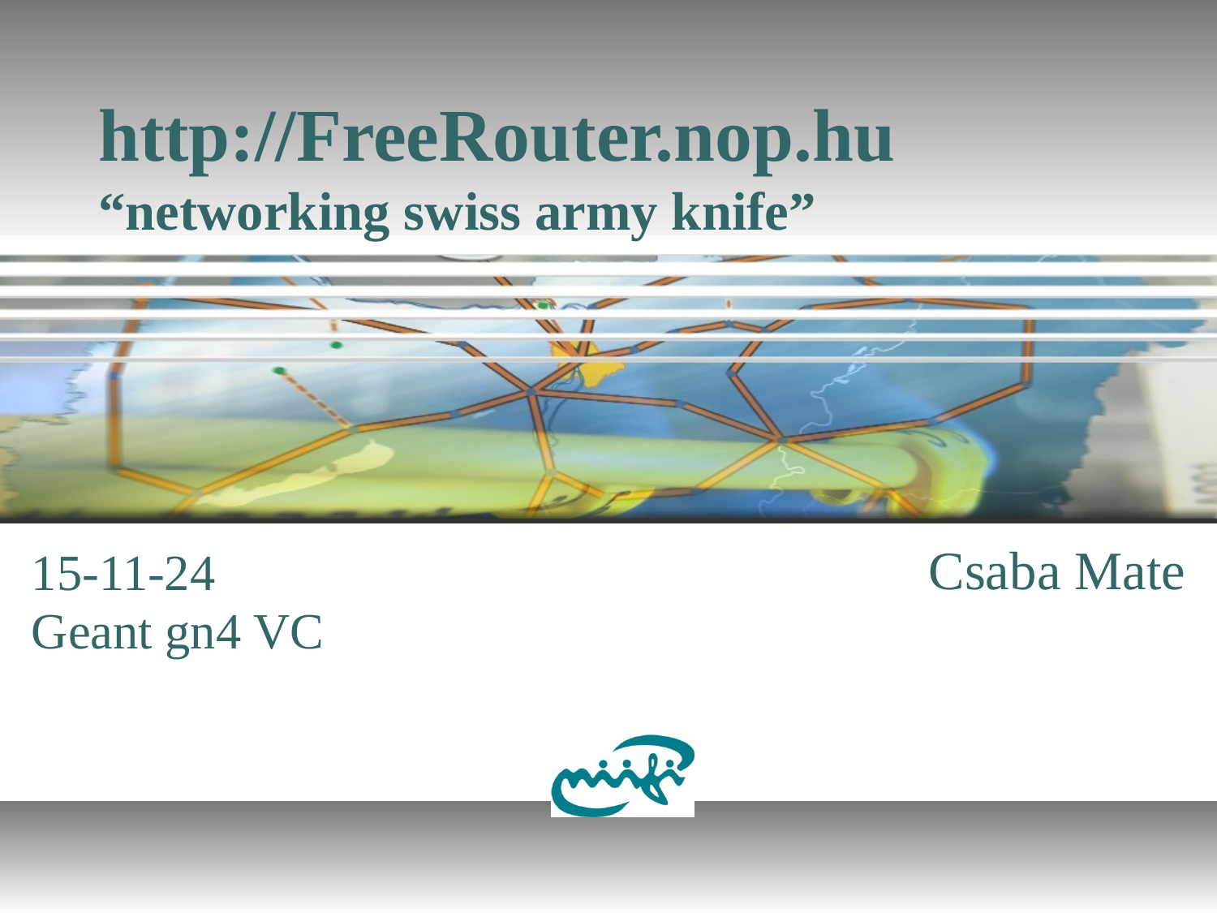# http://FreeRouter.nop.hu

## "networking swiss army knife"

15-11-24

Geant gn4 VC

Csaba Mate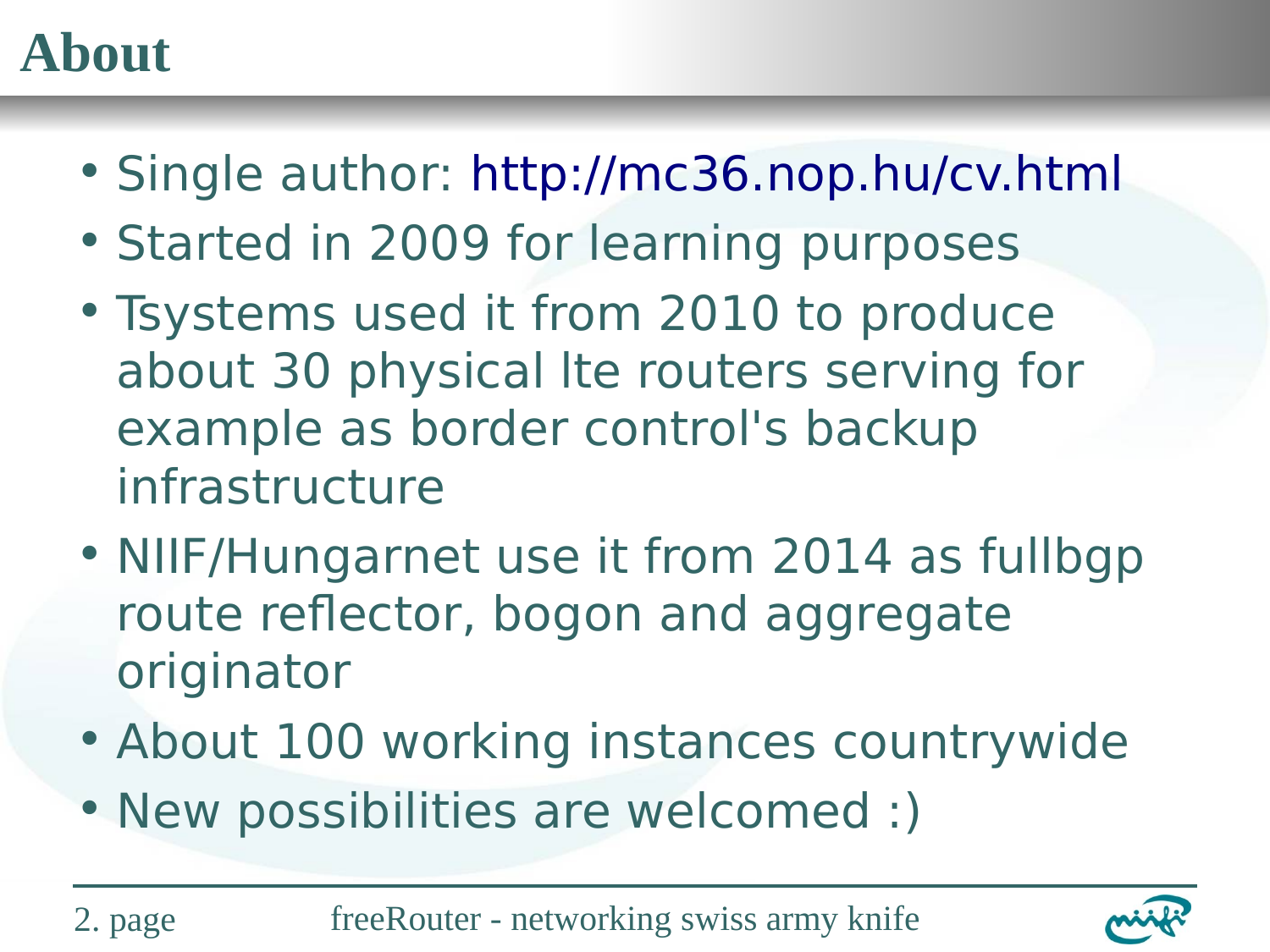# About

- Single author: http://mc36.nop.hu/cv.html
- Started in 2009 for learning purposes
- Tsystems used it from 2010 to produce about 30 physical lte routers serving for example as border control's backup infrastructure
- NIIF/Hungarnet use it from 2014 as fullbgp route reflector, bogon and aggregate originator
- About 100 working instances countrywide
- New possibilities are welcomed :)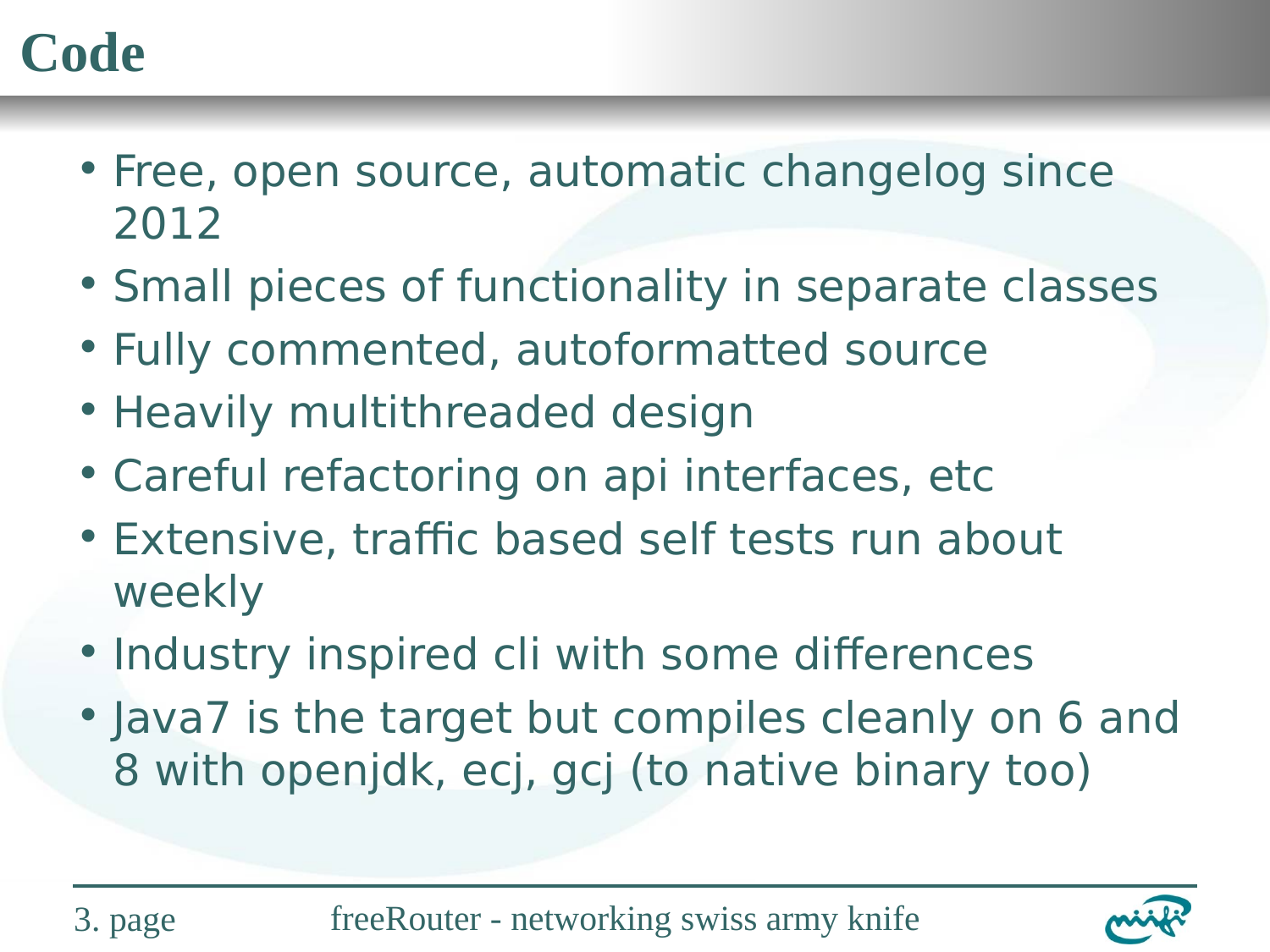# Code

- Free, open source, automatic changelog since 2012
- Small pieces of functionality in separate classes
- Fully commented, autoformatted source
- Heavily multithreaded design
- Careful refactoring on api interfaces, etc
- Extensive, traffic based self tests run about weekly
- Industry inspired cli with some differences
- Java7 is the target but compiles cleanly on 6 and 8 with openjdk, ecj, gcj (to native binary too)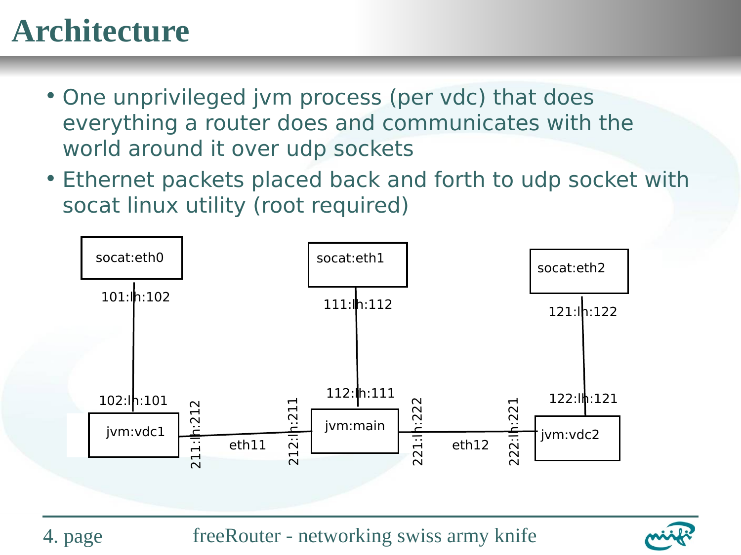# Architecture

- One unprivileged jvm process (per vdc) that does everything a router does and communicates with the world around it over udp sockets
- Ethernet packets placed back and forth to udp socket with socat linux utility (root required)

socat:eth0

101:lh:102

102:lh:101

jvm:vdc1

211:lh:212

eth11

212:lh:211

socat:eth1

111:lh:112

112:lh:111

jvm:main

221:lh:222

eth12

222:lh:221

socat:eth2

121:lh:122

122:lh:121

jvm:vdc2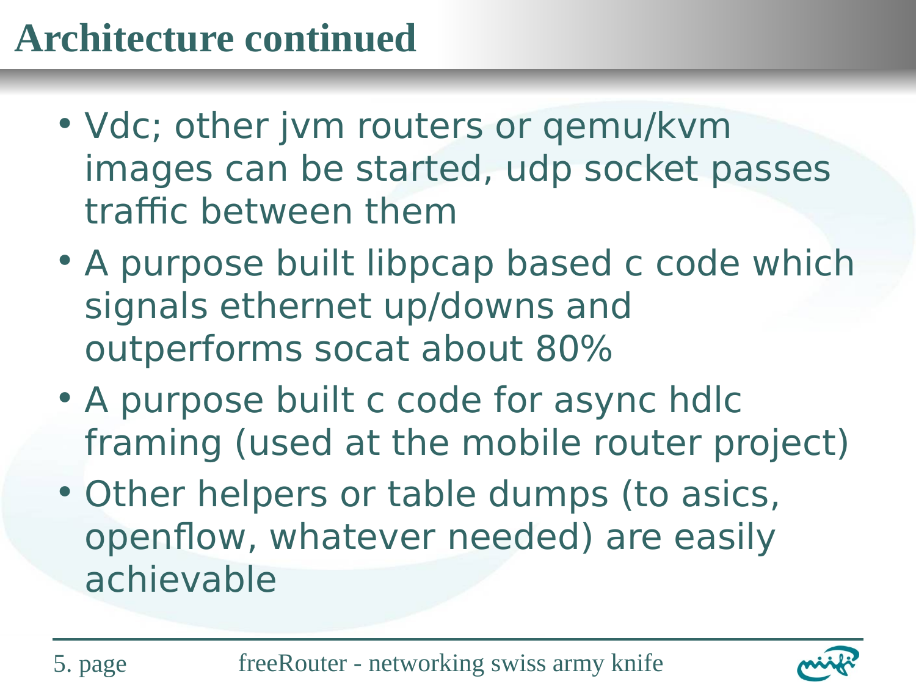# Architecture continued

- Vdc; other jvm routers or qemu/kvm images can be started, udp socket passes traffic between them
- A purpose built libpcap based c code which signals ethernet up/downs and outperforms socat about 80%
- A purpose built c code for async hdlc framing (used at the mobile router project)
- Other helpers or table dumps (to asics, openflow, whatever needed) are easily achievable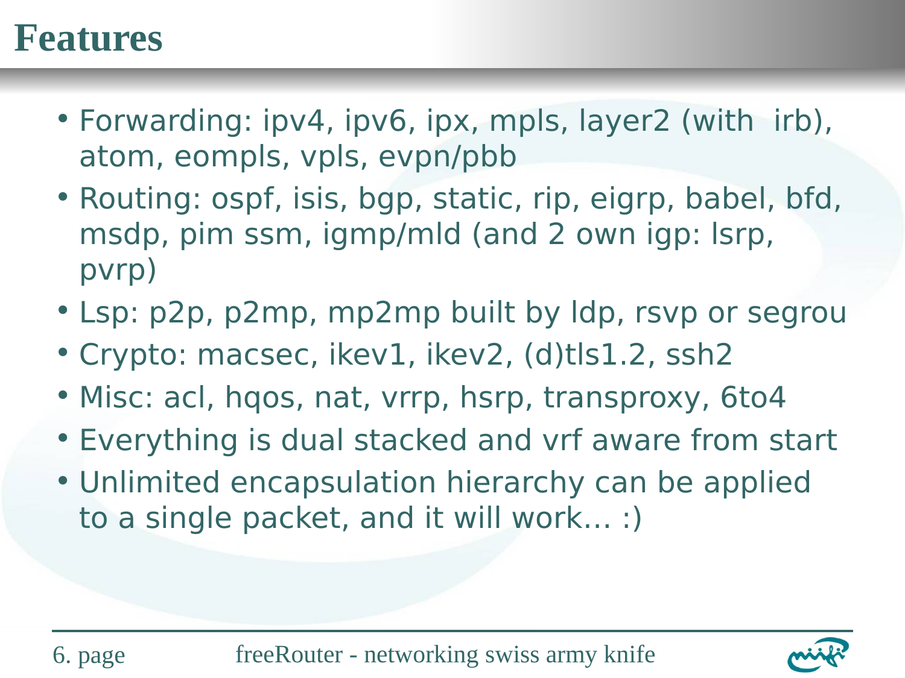# Features

- Forwarding: ipv4, ipv6, ipx, mpls, layer2 (with irb), atom, eompls, vpls, evpn/pbb
- Routing: ospf, isis, bgp, static, rip, eigrp, babel, bfd, msdp, pim ssm, igmp/mld (and 2 own igp: lsrp, pvrp)
- Lsp: p2p, p2mp, mp2mp built by ldp, rsvp or segrou
- Crypto: macsec, ikev1, ikev2, (d)tls1.2, ssh2
- Misc: acl, hqos, nat, vrrp, hsrp, transproxy, 6to4
- Everything is dual stacked and vrf aware from start
- Unlimited encapsulation hierarchy can be applied to a single packet, and it will work... :)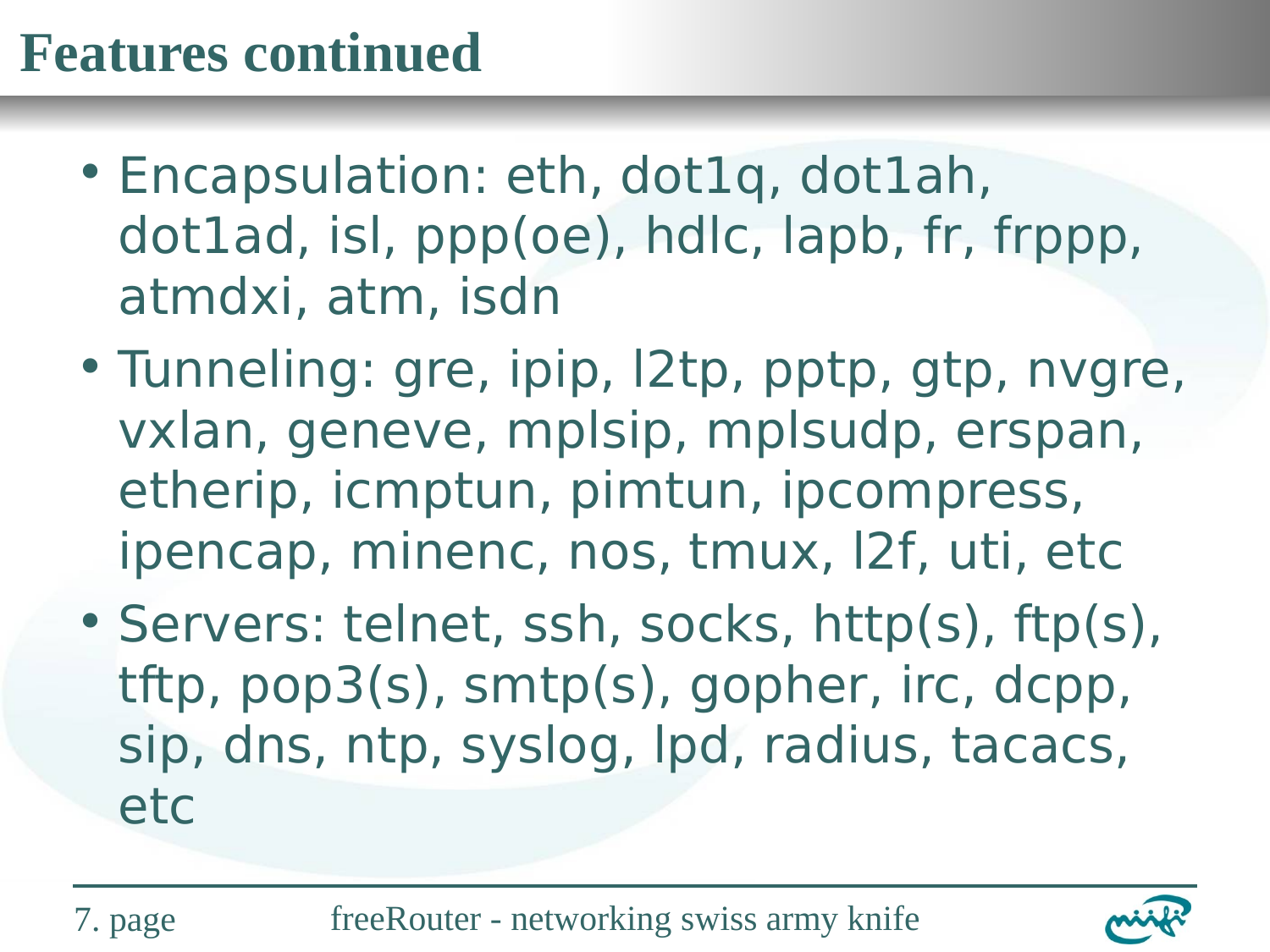# Features continued

- Encapsulation: eth, dot1q, dot1ah, dot1ad, isl, ppp(oe), hdlc, lapb, fr, frppp, atmdxi, atm, isdn
- Tunneling: gre, ipip, l2tp, pptp, gtp, nvgre, vxlan, geneve, mplsip, mplsudp, erspan, etherip, icmptun, pimtun, ipcompress, ipencap, minenc, nos, tmux, l2f, uti, etc
- Servers: telnet, ssh, socks, http(s), ftp(s), tftp, pop3(s), smtp(s), gopher, irc, dcpp, sip, dns, ntp, syslog, lpd, radius, tacacs, etc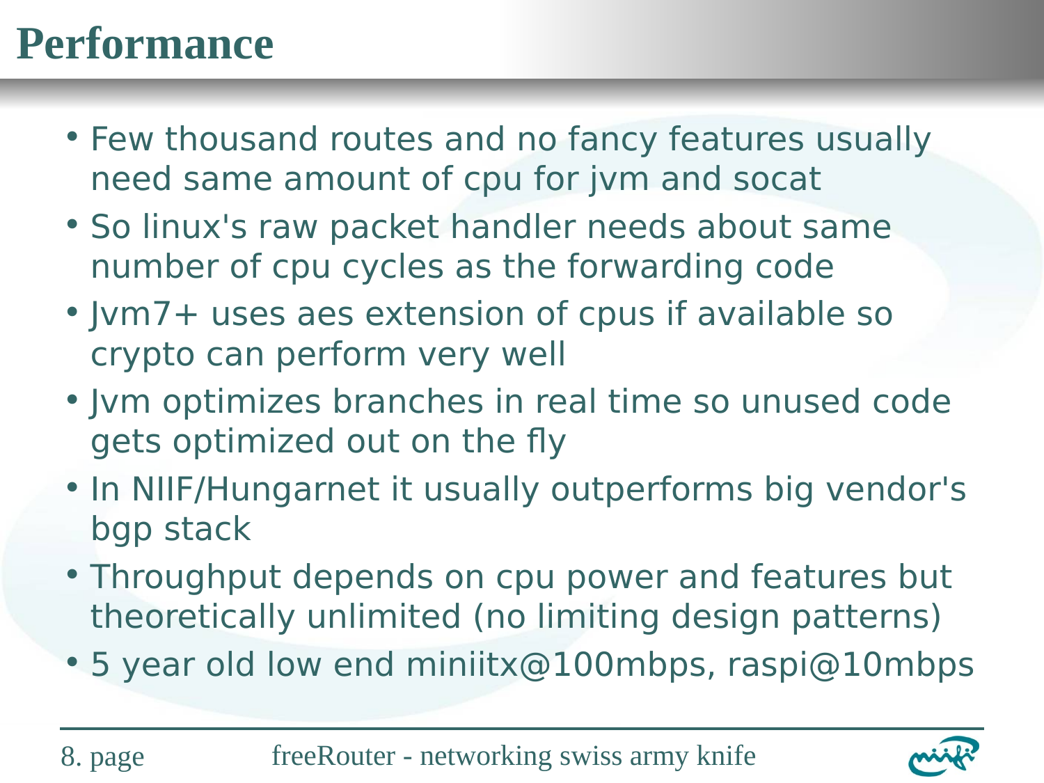# Performance

- Few thousand routes and no fancy features usually need same amount of cpu for jvm and socat
- So linux's raw packet handler needs about same number of cpu cycles as the forwarding code
- Jvm7+ uses aes extension of cpus if available so crypto can perform very well
- Jvm optimizes branches in real time so unused code gets optimized out on the fly
- In NIIF/Hungarnet it usually outperforms big vendor's bgp stack
- Throughput depends on cpu power and features but theoretically unlimited (no limiting design patterns)
- 5 year old low end miniitx@100mbps, raspi@10mbps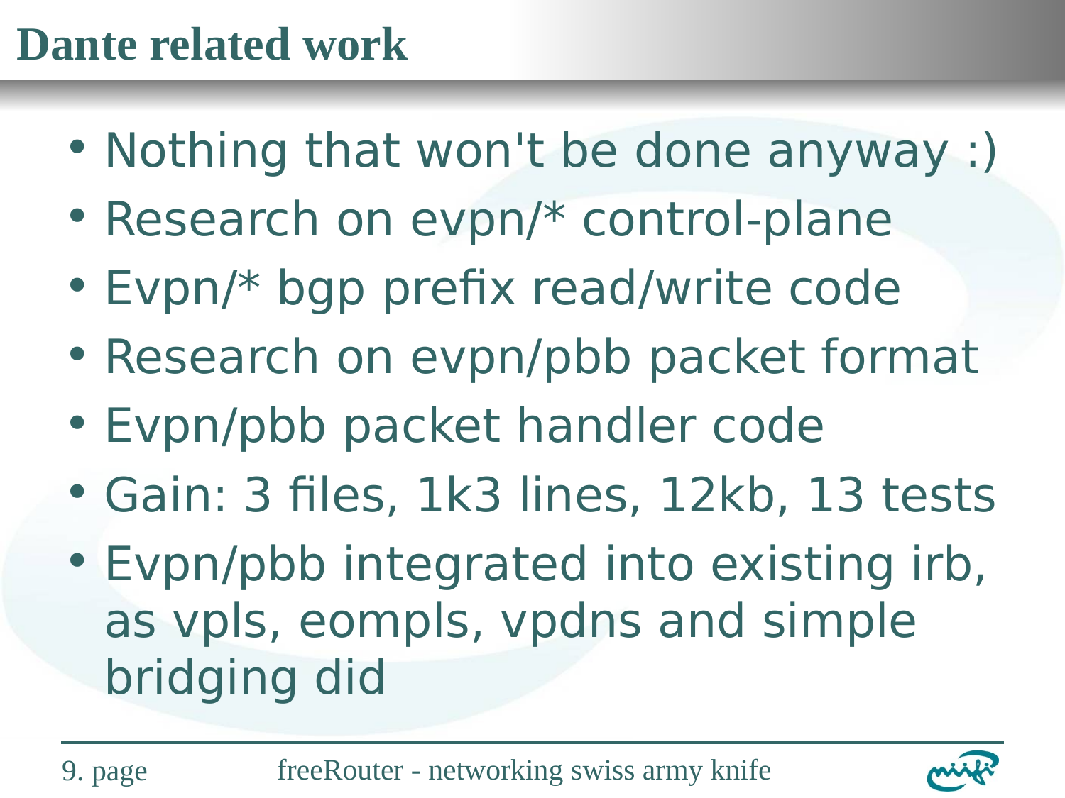# Dante related work

- Nothing that won't be done anyway :)
- Research on evpn/* control-plane
- Evpn/* bgp prefix read/write code
- Research on evpn/pbb packet format
- Evpn/pbb packet handler code
- Gain: 3 files, 1k3 lines, 12kb, 13 tests
- Evpn/pbb integrated into existing irb, as vpls, eompls, vpdns and simple bridging did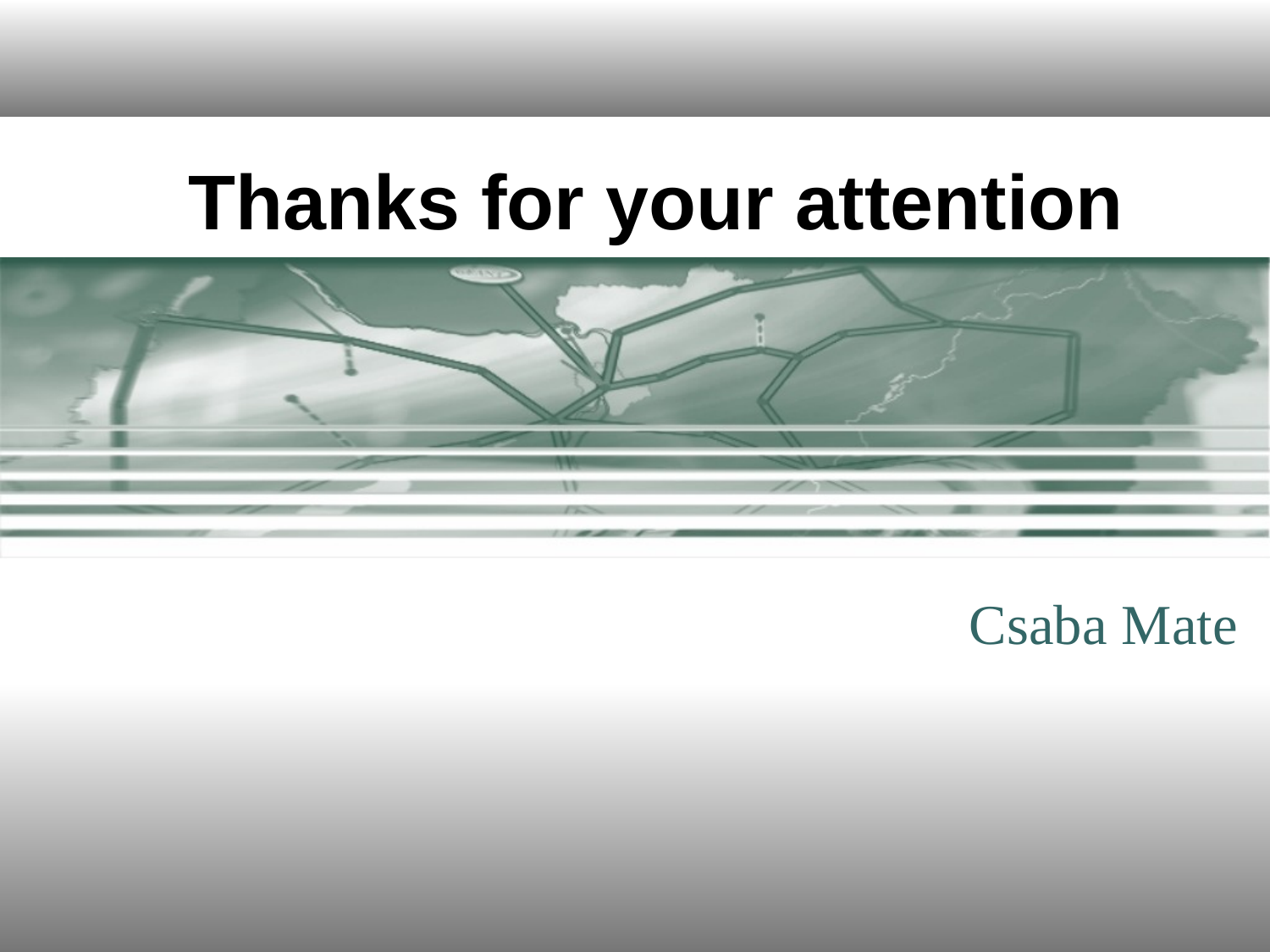# Thanks for your attention

Csaba Mate